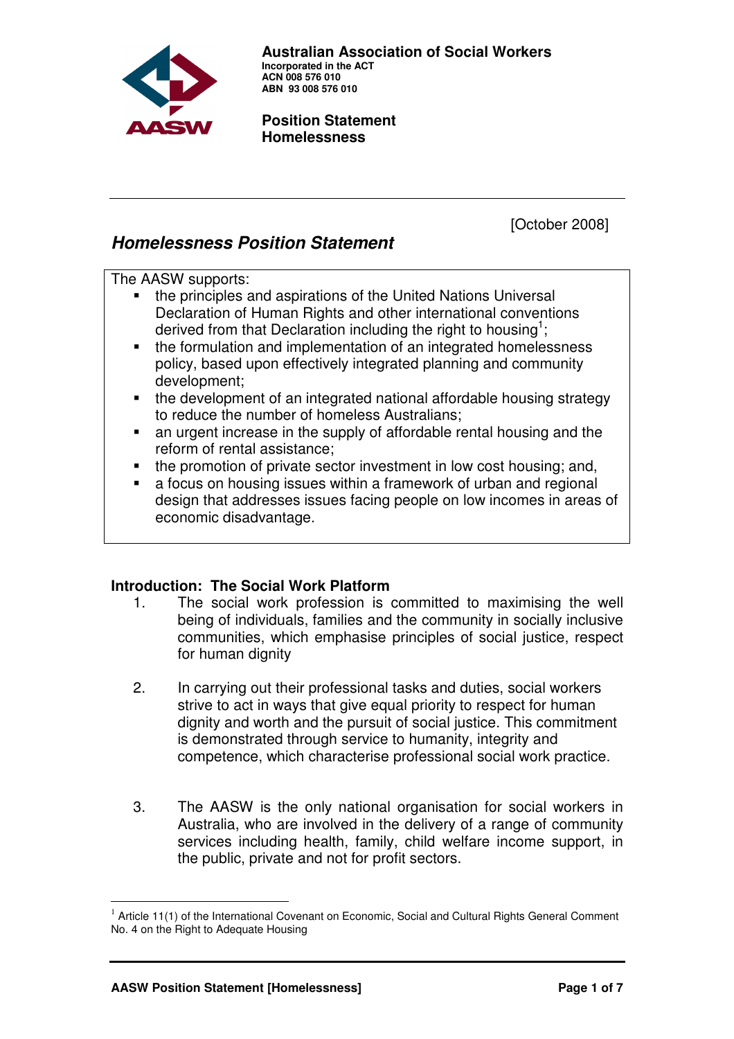**Australian Association of Social Workers**
**Incorporated in the ACT**
**ACN 008 576 010**
**ABN 93 008 576 010**

**Position Statement**
**Homelessness**

[October 2008]

# *Homelessness Position Statement*

The AASW supports:

- the principles and aspirations of the United Nations Universal Declaration of Human Rights and other international conventions derived from that Declaration including the right to housing[1];
- the formulation and implementation of an integrated homelessness policy, based upon effectively integrated planning and community development;
- the development of an integrated national affordable housing strategy to reduce the number of homeless Australians;
- an urgent increase in the supply of affordable rental housing and the reform of rental assistance;
- the promotion of private sector investment in low cost housing; and,
- a focus on housing issues within a framework of urban and regional design that addresses issues facing people on low incomes in areas of economic disadvantage.

## Introduction: The Social Work Platform

1. The social work profession is committed to maximising the well being of individuals, families and the community in socially inclusive communities, which emphasise principles of social justice, respect for human dignity

2. In carrying out their professional tasks and duties, social workers strive to act in ways that give equal priority to respect for human dignity and worth and the pursuit of social justice. This commitment is demonstrated through service to humanity, integrity and competence, which characterise professional social work practice.

3. The AASW is the only national organisation for social workers in Australia, who are involved in the delivery of a range of community services including health, family, child welfare income support, in the public, private and not for profit sectors.

[1] Article 11(1) of the International Covenant on Economic, Social and Cultural Rights General Comment No. 4 on the Right to Adequate Housing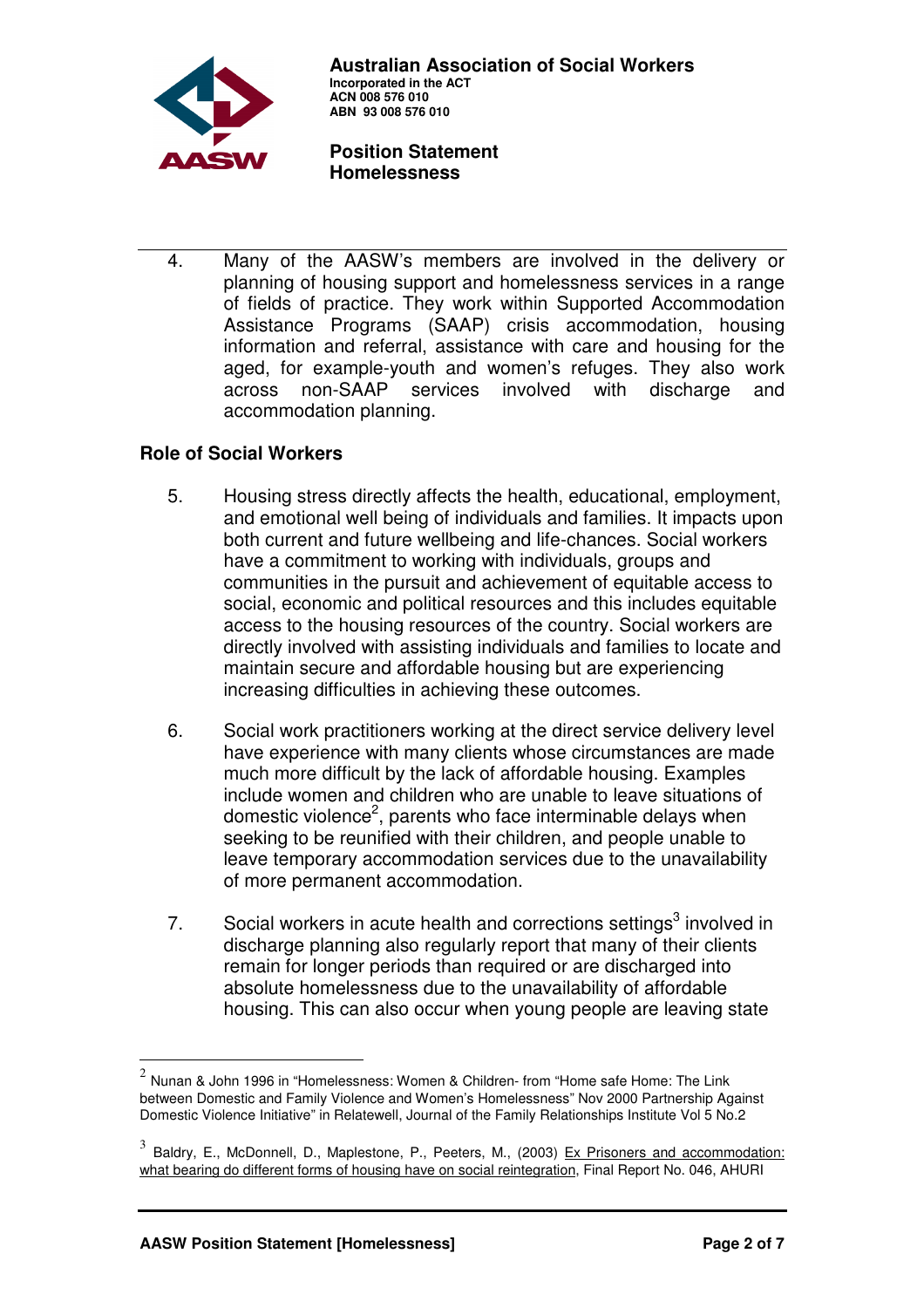4. Many of the AASW's members are involved in the delivery or planning of housing support and homelessness services in a range of fields of practice. They work within Supported Accommodation Assistance Programs (SAAP) crisis accommodation, housing information and referral, assistance with care and housing for the aged, for example-youth and women's refuges. They also work across non-SAAP services involved with discharge and accommodation planning.

## Role of Social Workers

5. Housing stress directly affects the health, educational, employment, and emotional well being of individuals and families. It impacts upon both current and future wellbeing and life-chances. Social workers have a commitment to working with individuals, groups and communities in the pursuit and achievement of equitable access to social, economic and political resources and this includes equitable access to the housing resources of the country. Social workers are directly involved with assisting individuals and families to locate and maintain secure and affordable housing but are experiencing increasing difficulties in achieving these outcomes.

6. Social work practitioners working at the direct service delivery level have experience with many clients whose circumstances are made much more difficult by the lack of affordable housing. Examples include women and children who are unable to leave situations of domestic violence[2], parents who face interminable delays when seeking to be reunified with their children, and people unable to leave temporary accommodation services due to the unavailability of more permanent accommodation.

7. Social workers in acute health and corrections settings[3] involved in discharge planning also regularly report that many of their clients remain for longer periods than required or are discharged into absolute homelessness due to the unavailability of affordable housing. This can also occur when young people are leaving state

---

[2] Nunan & John 1996 in "Homelessness: Women & Children- from "Home safe Home: The Link between Domestic and Family Violence and Women's Homelessness" Nov 2000 Partnership Against Domestic Violence Initiative" in Relatewell, Journal of the Family Relationships Institute Vol 5 No.2

[3] Baldry, E., McDonnell, D., Maplestone, P., Peeters, M., (2003) Ex Prisoners and accommodation: what bearing do different forms of housing have on social reintegration, Final Report No. 046, AHURI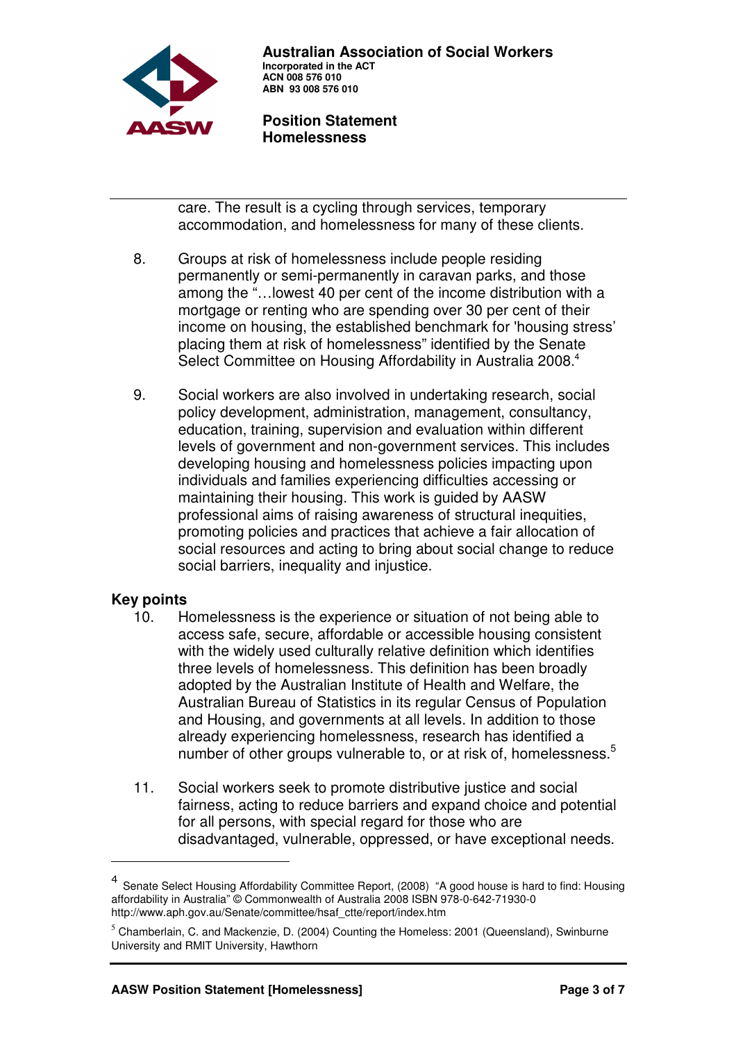care. The result is a cycling through services, temporary accommodation, and homelessness for many of these clients.

8. Groups at risk of homelessness include people residing permanently or semi-permanently in caravan parks, and those among the "…lowest 40 per cent of the income distribution with a mortgage or renting who are spending over 30 per cent of their income on housing, the established benchmark for 'housing stress' placing them at risk of homelessness" identified by the Senate Select Committee on Housing Affordability in Australia 2008.[4]

9. Social workers are also involved in undertaking research, social policy development, administration, management, consultancy, education, training, supervision and evaluation within different levels of government and non-government services. This includes developing housing and homelessness policies impacting upon individuals and families experiencing difficulties accessing or maintaining their housing. This work is guided by AASW professional aims of raising awareness of structural inequities, promoting policies and practices that achieve a fair allocation of social resources and acting to bring about social change to reduce social barriers, inequality and injustice.

## Key points

10. Homelessness is the experience or situation of not being able to access safe, secure, affordable or accessible housing consistent with the widely used culturally relative definition which identifies three levels of homelessness. This definition has been broadly adopted by the Australian Institute of Health and Welfare, the Australian Bureau of Statistics in its regular Census of Population and Housing, and governments at all levels. In addition to those already experiencing homelessness, research has identified a number of other groups vulnerable to, or at risk of, homelessness.[5]

11. Social workers seek to promote distributive justice and social fairness, acting to reduce barriers and expand choice and potential for all persons, with special regard for those who are disadvantaged, vulnerable, oppressed, or have exceptional needs.

---

[4] Senate Select Housing Affordability Committee Report, (2008) "A good house is hard to find: Housing affordability in Australia" © Commonwealth of Australia 2008 ISBN 978-0-642-71930-0 http://www.aph.gov.au/Senate/committee/hsaf_ctte/report/index.htm

[5] Chamberlain, C. and Mackenzie, D. (2004) Counting the Homeless: 2001 (Queensland), Swinburne University and RMIT University, Hawthorn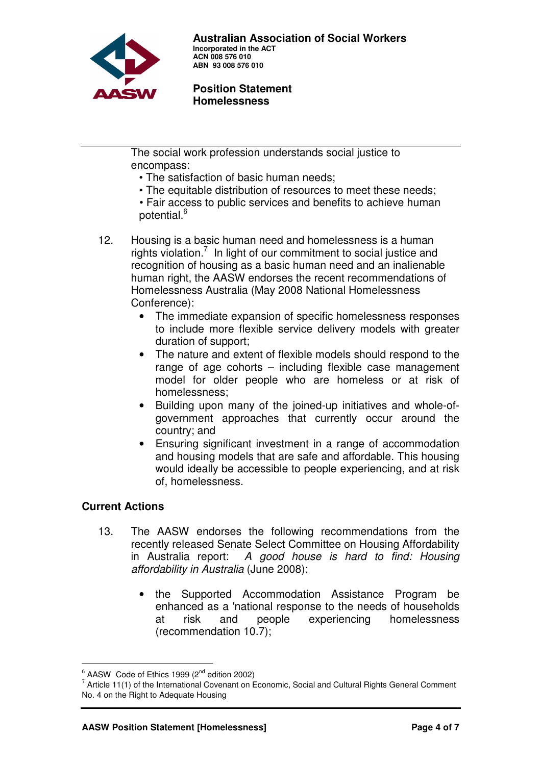The social work profession understands social justice to encompass:

- The satisfaction of basic human needs;
- The equitable distribution of resources to meet these needs;
- Fair access to public services and benefits to achieve human potential.[6]

12. Housing is a basic human need and homelessness is a human rights violation.[7] In light of our commitment to social justice and recognition of housing as a basic human need and an inalienable human right, the AASW endorses the recent recommendations of Homelessness Australia (May 2008 National Homelessness Conference):
    - The immediate expansion of specific homelessness responses to include more flexible service delivery models with greater duration of support;
    - The nature and extent of flexible models should respond to the range of age cohorts – including flexible case management model for older people who are homeless or at risk of homelessness;
    - Building upon many of the joined-up initiatives and whole-of-government approaches that currently occur around the country; and
    - Ensuring significant investment in a range of accommodation and housing models that are safe and affordable. This housing would ideally be accessible to people experiencing, and at risk of, homelessness.

## Current Actions

13. The AASW endorses the following recommendations from the recently released Senate Select Committee on Housing Affordability in Australia report: *A good house is hard to find: Housing affordability in Australia* (June 2008):

    - the Supported Accommodation Assistance Program be enhanced as a 'national response to the needs of households at risk and people experiencing homelessness (recommendation 10.7);

---

[6] AASW Code of Ethics 1999 (2nd edition 2002)

[7] Article 11(1) of the International Covenant on Economic, Social and Cultural Rights General Comment No. 4 on the Right to Adequate Housing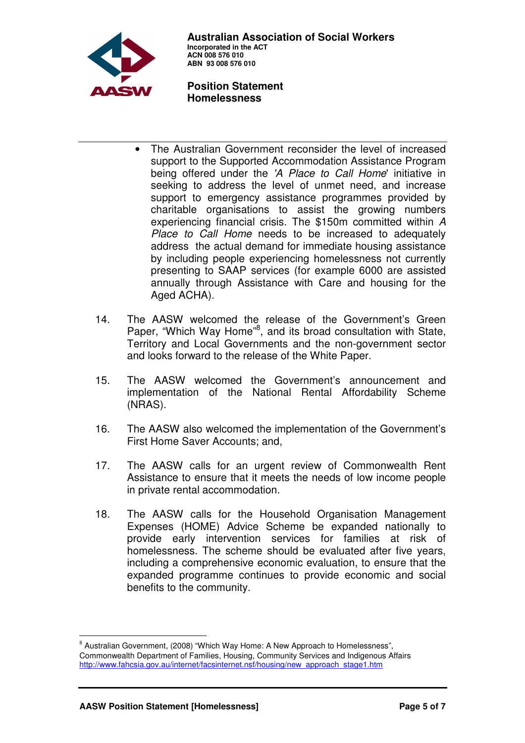- The Australian Government reconsider the level of increased support to the Supported Accommodation Assistance Program being offered under the *'A Place to Call Home*' initiative in seeking to address the level of unmet need, and increase support to emergency assistance programmes provided by charitable organisations to assist the growing numbers experiencing financial crisis. The $150m committed within *A Place to Call Home* needs to be increased to adequately address the actual demand for immediate housing assistance by including people experiencing homelessness not currently presenting to SAAP services (for example 6000 are assisted annually through Assistance with Care and housing for the Aged ACHA).

14. The AASW welcomed the release of the Government's Green Paper, "Which Way Home"[8], and its broad consultation with State, Territory and Local Governments and the non-government sector and looks forward to the release of the White Paper.

15. The AASW welcomed the Government's announcement and implementation of the National Rental Affordability Scheme (NRAS).

16. The AASW also welcomed the implementation of the Government's First Home Saver Accounts; and,

17. The AASW calls for an urgent review of Commonwealth Rent Assistance to ensure that it meets the needs of low income people in private rental accommodation.

18. The AASW calls for the Household Organisation Management Expenses (HOME) Advice Scheme be expanded nationally to provide early intervention services for families at risk of homelessness. The scheme should be evaluated after five years, including a comprehensive economic evaluation, to ensure that the expanded programme continues to provide economic and social benefits to the community.

---

[8] Australian Government, (2008) "Which Way Home: A New Approach to Homelessness", Commonwealth Department of Families, Housing, Community Services and Indigenous Affairs http://www.fahcsia.gov.au/internet/facsinternet.nsf/housing/new_approach_stage1.htm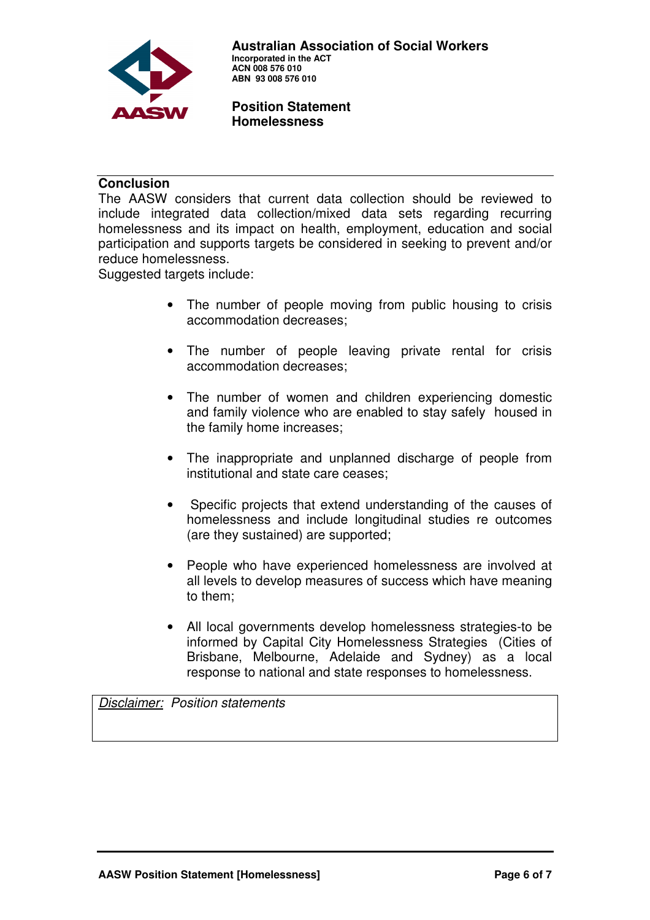## Conclusion

The AASW considers that current data collection should be reviewed to include integrated data collection/mixed data sets regarding recurring homelessness and its impact on health, employment, education and social participation and supports targets be considered in seeking to prevent and/or reduce homelessness.

Suggested targets include:

- The number of people moving from public housing to crisis accommodation decreases;
- The number of people leaving private rental for crisis accommodation decreases;
- The number of women and children experiencing domestic and family violence who are enabled to stay safely housed in the family home increases;
- The inappropriate and unplanned discharge of people from institutional and state care ceases;
- Specific projects that extend understanding of the causes of homelessness and include longitudinal studies re outcomes (are they sustained) are supported;
- People who have experienced homelessness are involved at all levels to develop measures of success which have meaning to them;
- All local governments develop homelessness strategies-to be informed by Capital City Homelessness Strategies (Cities of Brisbane, Melbourne, Adelaide and Sydney) as a local response to national and state responses to homelessness.

*Disclaimer: Position statements*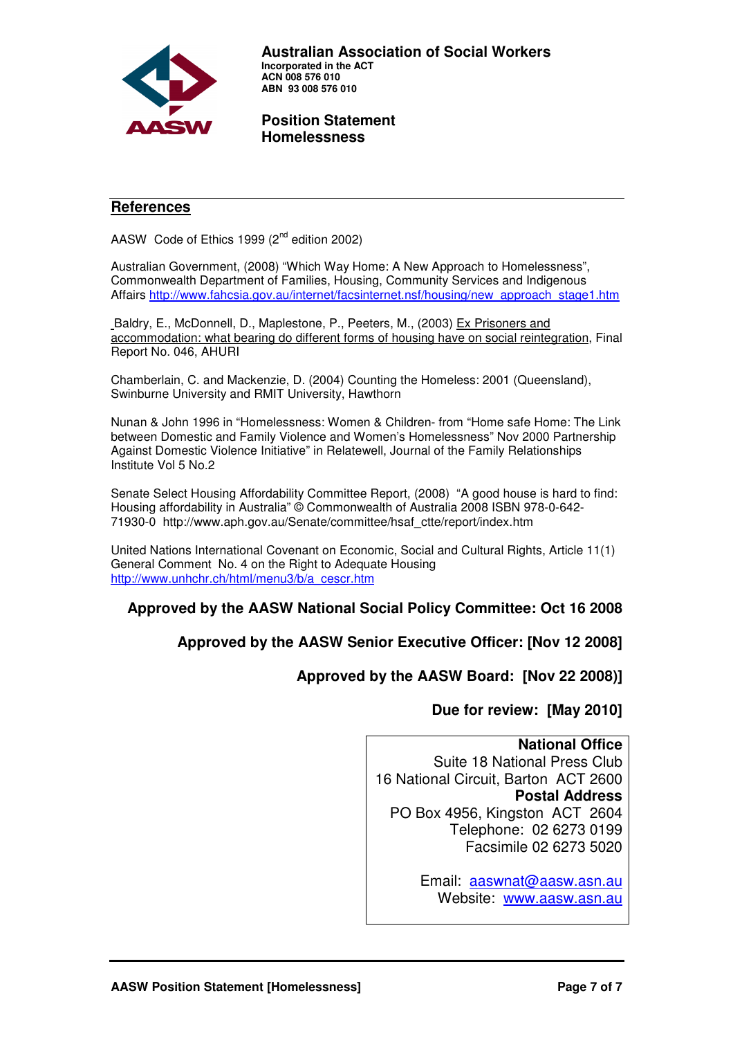**Australian Association of Social Workers**
**Incorporated in the ACT**
**ACN 008 576 010**
**ABN 93 008 576 010**

**Position Statement**
**Homelessness**

## References

AASW Code of Ethics 1999 (2nd edition 2002)

Australian Government, (2008) "Which Way Home: A New Approach to Homelessness", Commonwealth Department of Families, Housing, Community Services and Indigenous Affairs http://www.fahcsia.gov.au/internet/facsinternet.nsf/housing/new_approach_stage1.htm

Baldry, E., McDonnell, D., Maplestone, P., Peeters, M., (2003) Ex Prisoners and accommodation: what bearing do different forms of housing have on social reintegration, Final Report No. 046, AHURI

Chamberlain, C. and Mackenzie, D. (2004) Counting the Homeless: 2001 (Queensland), Swinburne University and RMIT University, Hawthorn

Nunan & John 1996 in "Homelessness: Women & Children- from "Home safe Home: The Link between Domestic and Family Violence and Women's Homelessness" Nov 2000 Partnership Against Domestic Violence Initiative" in Relatewell, Journal of the Family Relationships Institute Vol 5 No.2

Senate Select Housing Affordability Committee Report, (2008) "A good house is hard to find: Housing affordability in Australia" © Commonwealth of Australia 2008 ISBN 978-0-642-71930-0 http://www.aph.gov.au/Senate/committee/hsaf_ctte/report/index.htm

United Nations International Covenant on Economic, Social and Cultural Rights, Article 11(1) General Comment No. 4 on the Right to Adequate Housing http://www.unhchr.ch/html/menu3/b/a_cescr.htm

**Approved by the AASW National Social Policy Committee: Oct 16 2008**

**Approved by the AASW Senior Executive Officer: [Nov 12 2008]**

**Approved by the AASW Board: [Nov 22 2008)]**

**Due for review: [May 2010]**

**National Office**
Suite 18 National Press Club
16 National Circuit, Barton ACT 2600
**Postal Address**
PO Box 4956, Kingston ACT 2604
Telephone: 02 6273 0199
Facsimile 02 6273 5020

Email: aaswnat@aasw.asn.au
Website: www.aasw.asn.au